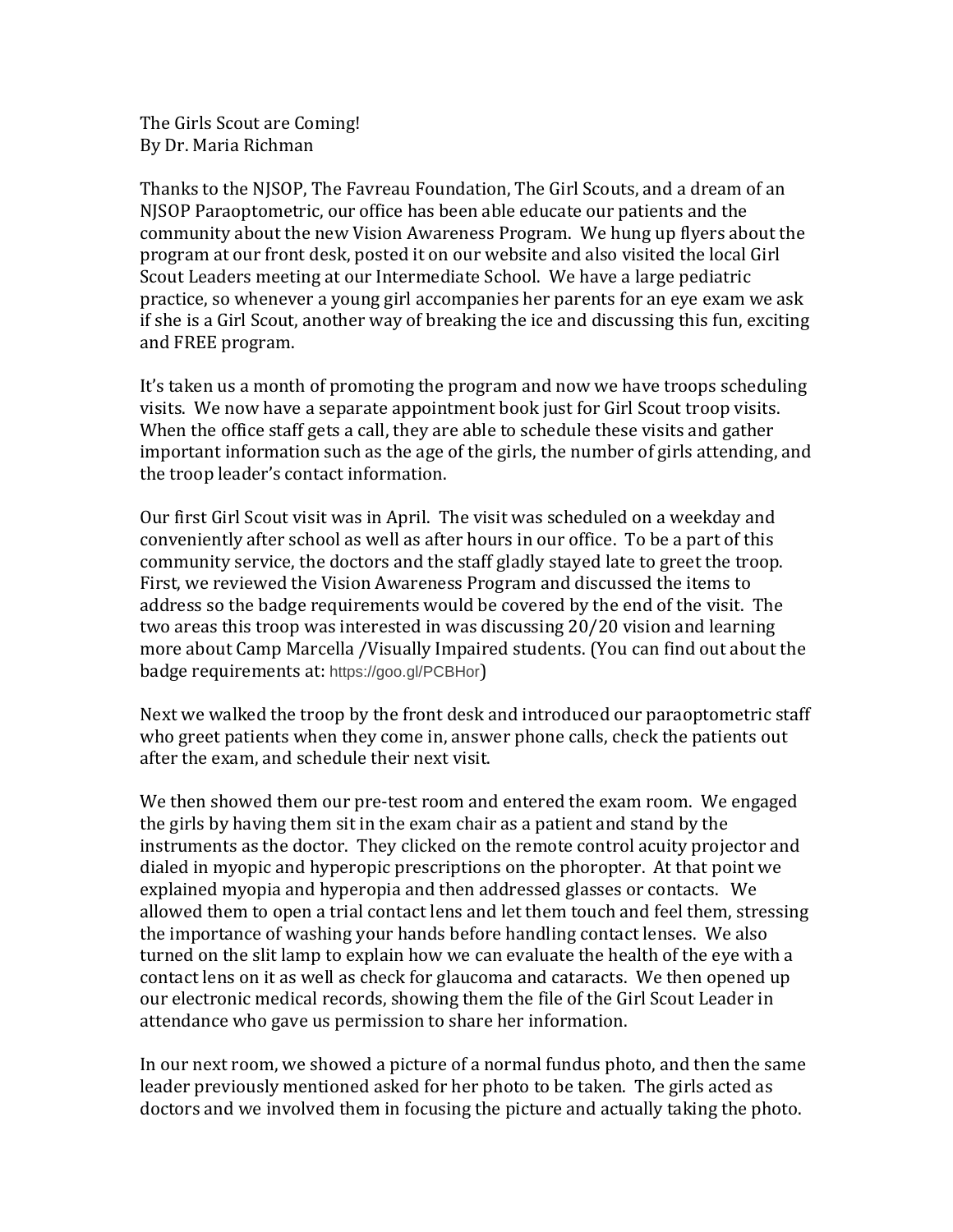The Girls Scout are Coming!
By Dr. Maria Richman

Thanks to the NJSOP, The Favreau Foundation, The Girl Scouts, and a dream of an NJSOP Paraoptometric, our office has been able educate our patients and the community about the new Vision Awareness Program. We hung up flyers about the program at our front desk, posted it on our website and also visited the local Girl Scout Leaders meeting at our Intermediate School. We have a large pediatric practice, so whenever a young girl accompanies her parents for an eye exam we ask if she is a Girl Scout, another way of breaking the ice and discussing this fun, exciting and FREE program.

It's taken us a month of promoting the program and now we have troops scheduling visits. We now have a separate appointment book just for Girl Scout troop visits. When the office staff gets a call, they are able to schedule these visits and gather important information such as the age of the girls, the number of girls attending, and the troop leader's contact information.

Our first Girl Scout visit was in April. The visit was scheduled on a weekday and conveniently after school as well as after hours in our office. To be a part of this community service, the doctors and the staff gladly stayed late to greet the troop. First, we reviewed the Vision Awareness Program and discussed the items to address so the badge requirements would be covered by the end of the visit. The two areas this troop was interested in was discussing 20/20 vision and learning more about Camp Marcella /Visually Impaired students. (You can find out about the badge requirements at: https://goo.gl/PCBHor)

Next we walked the troop by the front desk and introduced our paraoptometric staff who greet patients when they come in, answer phone calls, check the patients out after the exam, and schedule their next visit.

We then showed them our pre-test room and entered the exam room. We engaged the girls by having them sit in the exam chair as a patient and stand by the instruments as the doctor. They clicked on the remote control acuity projector and dialed in myopic and hyperopic prescriptions on the phoropter. At that point we explained myopia and hyperopia and then addressed glasses or contacts. We allowed them to open a trial contact lens and let them touch and feel them, stressing the importance of washing your hands before handling contact lenses. We also turned on the slit lamp to explain how we can evaluate the health of the eye with a contact lens on it as well as check for glaucoma and cataracts. We then opened up our electronic medical records, showing them the file of the Girl Scout Leader in attendance who gave us permission to share her information.

In our next room, we showed a picture of a normal fundus photo, and then the same leader previously mentioned asked for her photo to be taken. The girls acted as doctors and we involved them in focusing the picture and actually taking the photo.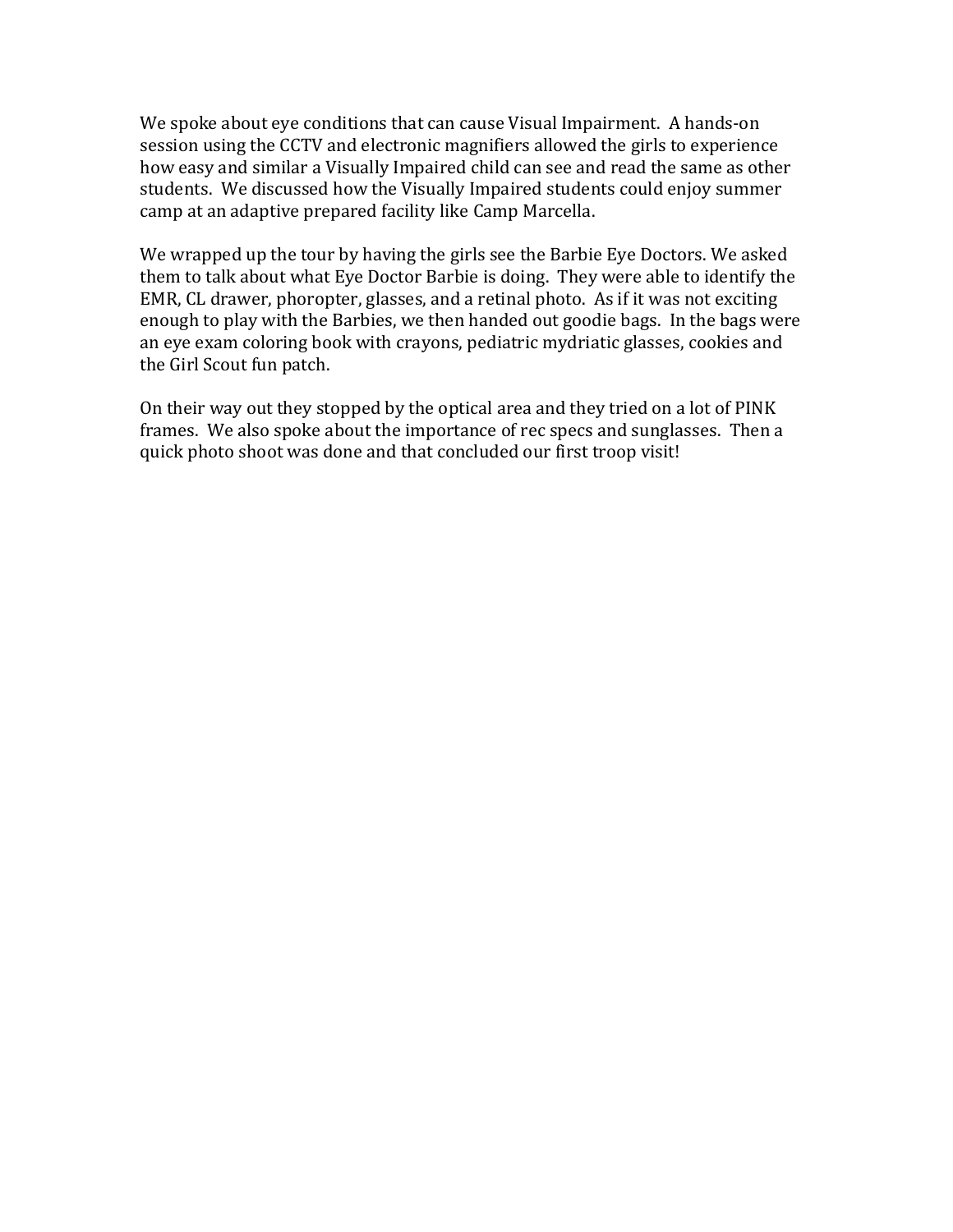We spoke about eye conditions that can cause Visual Impairment.  A hands-on session using the CCTV and electronic magnifiers allowed the girls to experience how easy and similar a Visually Impaired child can see and read the same as other students.  We discussed how the Visually Impaired students could enjoy summer camp at an adaptive prepared facility like Camp Marcella.

We wrapped up the tour by having the girls see the Barbie Eye Doctors. We asked them to talk about what Eye Doctor Barbie is doing.  They were able to identify the EMR, CL drawer, phoropter, glasses, and a retinal photo.  As if it was not exciting enough to play with the Barbies, we then handed out goodie bags.  In the bags were an eye exam coloring book with crayons, pediatric mydriatic glasses, cookies and the Girl Scout fun patch.

On their way out they stopped by the optical area and they tried on a lot of PINK frames.  We also spoke about the importance of rec specs and sunglasses.  Then a quick photo shoot was done and that concluded our first troop visit!